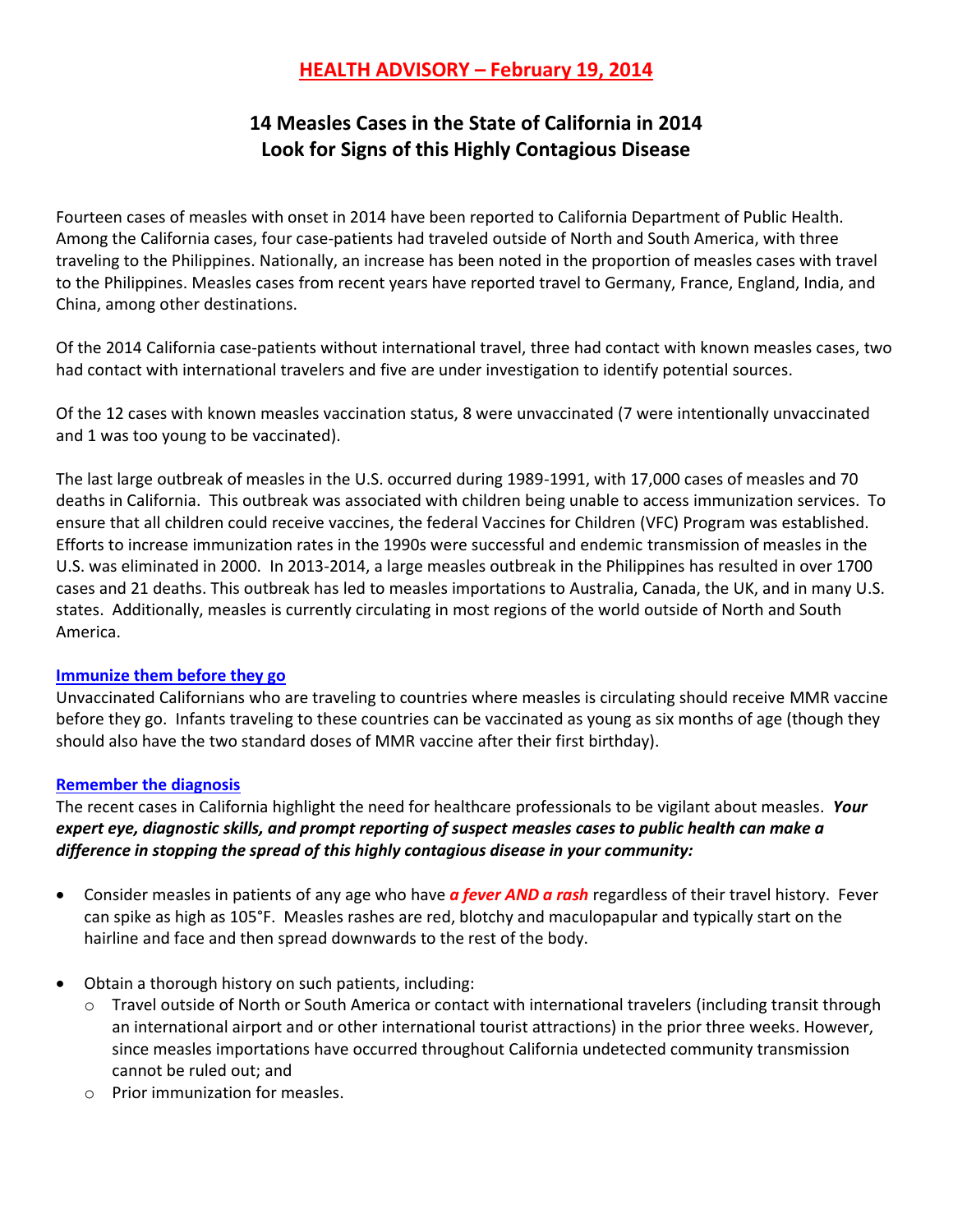# HEALTH ADVISORY – February 19, 2014

## 14 Measles Cases in the State of California in 2014
## Look for Signs of this Highly Contagious Disease

Fourteen cases of measles with onset in 2014 have been reported to California Department of Public Health. Among the California cases, four case-patients had traveled outside of North and South America, with three traveling to the Philippines. Nationally, an increase has been noted in the proportion of measles cases with travel to the Philippines. Measles cases from recent years have reported travel to Germany, France, England, India, and China, among other destinations.

Of the 2014 California case-patients without international travel, three had contact with known measles cases, two had contact with international travelers and five are under investigation to identify potential sources.

Of the 12 cases with known measles vaccination status, 8 were unvaccinated (7 were intentionally unvaccinated and 1 was too young to be vaccinated).

The last large outbreak of measles in the U.S. occurred during 1989-1991, with 17,000 cases of measles and 70 deaths in California. This outbreak was associated with children being unable to access immunization services. To ensure that all children could receive vaccines, the federal Vaccines for Children (VFC) Program was established. Efforts to increase immunization rates in the 1990s were successful and endemic transmission of measles in the U.S. was eliminated in 2000. In 2013-2014, a large measles outbreak in the Philippines has resulted in over 1700 cases and 21 deaths. This outbreak has led to measles importations to Australia, Canada, the UK, and in many U.S. states. Additionally, measles is currently circulating in most regions of the world outside of North and South America.

### Immunize them before they go

Unvaccinated Californians who are traveling to countries where measles is circulating should receive MMR vaccine before they go. Infants traveling to these countries can be vaccinated as young as six months of age (though they should also have the two standard doses of MMR vaccine after their first birthday).

### Remember the diagnosis

The recent cases in California highlight the need for healthcare professionals to be vigilant about measles. ***Your expert eye, diagnostic skills, and prompt reporting of suspect measles cases to public health can make a difference in stopping the spread of this highly contagious disease in your community:***

- Consider measles in patients of any age who have ***a fever AND a rash*** regardless of their travel history. Fever can spike as high as 105°F. Measles rashes are red, blotchy and maculopapular and typically start on the hairline and face and then spread downwards to the rest of the body.
- Obtain a thorough history on such patients, including:
  - Travel outside of North or South America or contact with international travelers (including transit through an international airport and or other international tourist attractions) in the prior three weeks. However, since measles importations have occurred throughout California undetected community transmission cannot be ruled out; and
  - Prior immunization for measles.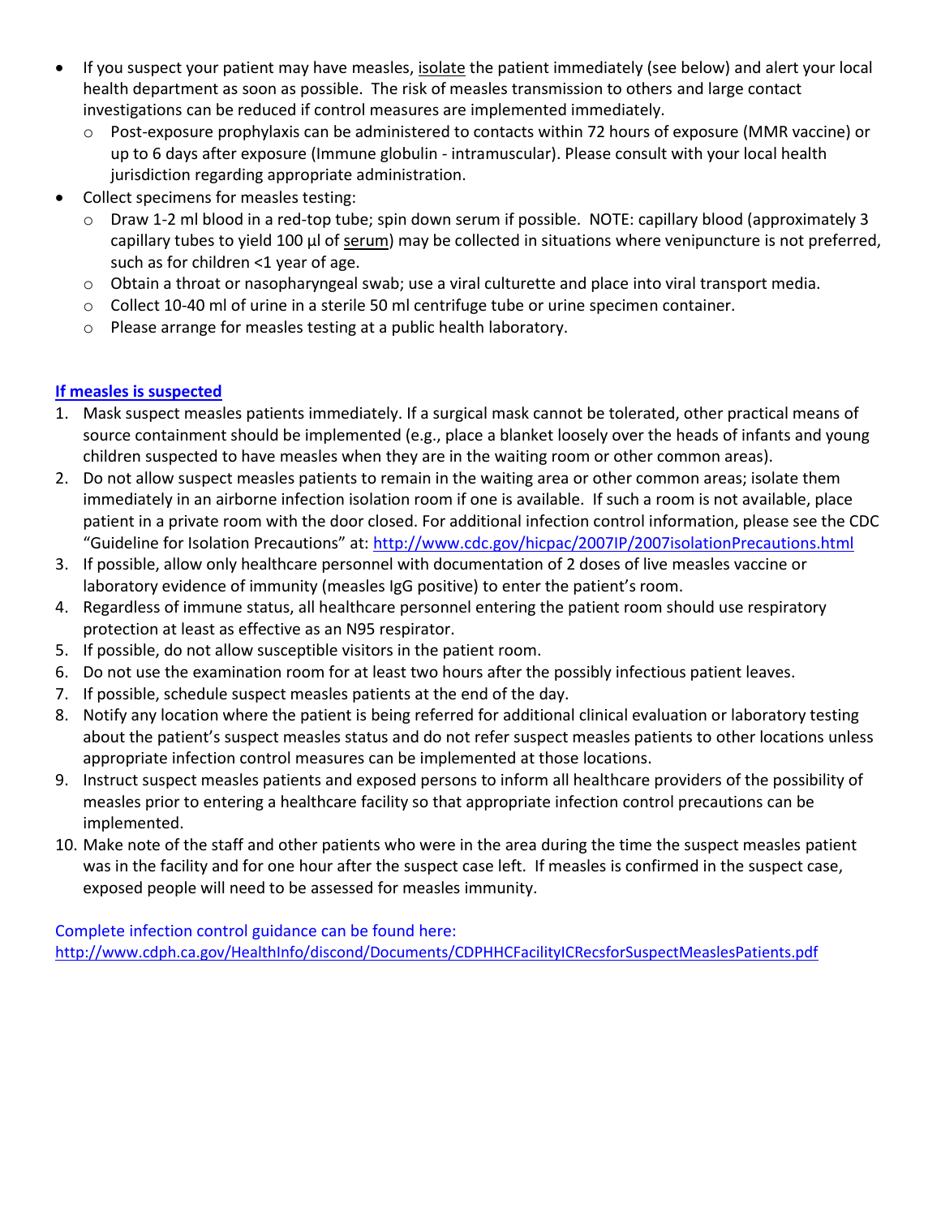- If you suspect your patient may have measles, isolate the patient immediately (see below) and alert your local health department as soon as possible. The risk of measles transmission to others and large contact investigations can be reduced if control measures are implemented immediately.
  - Post-exposure prophylaxis can be administered to contacts within 72 hours of exposure (MMR vaccine) or up to 6 days after exposure (Immune globulin - intramuscular). Please consult with your local health jurisdiction regarding appropriate administration.
- Collect specimens for measles testing:
  - Draw 1-2 ml blood in a red-top tube; spin down serum if possible. NOTE: capillary blood (approximately 3 capillary tubes to yield 100 µl of serum) may be collected in situations where venipuncture is not preferred, such as for children <1 year of age.
  - Obtain a throat or nasopharyngeal swab; use a viral culturette and place into viral transport media.
  - Collect 10-40 ml of urine in a sterile 50 ml centrifuge tube or urine specimen container.
  - Please arrange for measles testing at a public health laboratory.

**If measles is suspected**

1. Mask suspect measles patients immediately. If a surgical mask cannot be tolerated, other practical means of source containment should be implemented (e.g., place a blanket loosely over the heads of infants and young children suspected to have measles when they are in the waiting room or other common areas).
2. Do not allow suspect measles patients to remain in the waiting area or other common areas; isolate them immediately in an airborne infection isolation room if one is available. If such a room is not available, place patient in a private room with the door closed. For additional infection control information, please see the CDC "Guideline for Isolation Precautions" at: http://www.cdc.gov/hicpac/2007IP/2007isolationPrecautions.html
3. If possible, allow only healthcare personnel with documentation of 2 doses of live measles vaccine or laboratory evidence of immunity (measles IgG positive) to enter the patient's room.
4. Regardless of immune status, all healthcare personnel entering the patient room should use respiratory protection at least as effective as an N95 respirator.
5. If possible, do not allow susceptible visitors in the patient room.
6. Do not use the examination room for at least two hours after the possibly infectious patient leaves.
7. If possible, schedule suspect measles patients at the end of the day.
8. Notify any location where the patient is being referred for additional clinical evaluation or laboratory testing about the patient's suspect measles status and do not refer suspect measles patients to other locations unless appropriate infection control measures can be implemented at those locations.
9. Instruct suspect measles patients and exposed persons to inform all healthcare providers of the possibility of measles prior to entering a healthcare facility so that appropriate infection control precautions can be implemented.
10. Make note of the staff and other patients who were in the area during the time the suspect measles patient was in the facility and for one hour after the suspect case left. If measles is confirmed in the suspect case, exposed people will need to be assessed for measles immunity.

Complete infection control guidance can be found here:
http://www.cdph.ca.gov/HealthInfo/discond/Documents/CDPHHCFacilityICRecsforSuspectMeaslesPatients.pdf